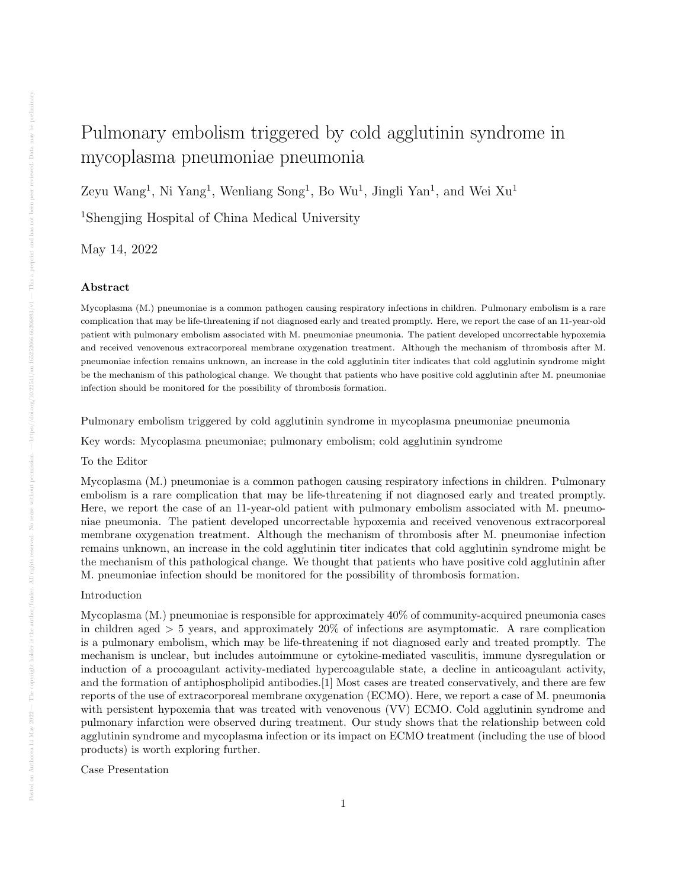# Pulmonary embolism triggered by cold agglutinin syndrome in mycoplasma pneumoniae pneumonia

Zeyu Wang[1], Ni Yang[1], Wenliang Song[1], Bo Wu[1], Jingli Yan[1], and Wei Xu[1]

[1]Shengjing Hospital of China Medical University

May 14, 2022

## Abstract

Mycoplasma (M.) pneumoniae is a common pathogen causing respiratory infections in children. Pulmonary embolism is a rare complication that may be life-threatening if not diagnosed early and treated promptly. Here, we report the case of an 11-year-old patient with pulmonary embolism associated with M. pneumoniae pneumonia. The patient developed uncorrectable hypoxemia and received venovenous extracorporeal membrane oxygenation treatment. Although the mechanism of thrombosis after M. pneumoniae infection remains unknown, an increase in the cold agglutinin titer indicates that cold agglutinin syndrome might be the mechanism of this pathological change. We thought that patients who have positive cold agglutinin after M. pneumoniae infection should be monitored for the possibility of thrombosis formation.

Pulmonary embolism triggered by cold agglutinin syndrome in mycoplasma pneumoniae pneumonia

Key words: Mycoplasma pneumoniae; pulmonary embolism; cold agglutinin syndrome

To the Editor

Mycoplasma (M.) pneumoniae is a common pathogen causing respiratory infections in children. Pulmonary embolism is a rare complication that may be life-threatening if not diagnosed early and treated promptly. Here, we report the case of an 11-year-old patient with pulmonary embolism associated with M. pneumoniae pneumonia. The patient developed uncorrectable hypoxemia and received venovenous extracorporeal membrane oxygenation treatment. Although the mechanism of thrombosis after M. pneumoniae infection remains unknown, an increase in the cold agglutinin titer indicates that cold agglutinin syndrome might be the mechanism of this pathological change. We thought that patients who have positive cold agglutinin after M. pneumoniae infection should be monitored for the possibility of thrombosis formation.

Introduction

Mycoplasma (M.) pneumoniae is responsible for approximately 40% of community-acquired pneumonia cases in children aged $> 5$ years, and approximately 20% of infections are asymptomatic. A rare complication is a pulmonary embolism, which may be life-threatening if not diagnosed early and treated promptly. The mechanism is unclear, but includes autoimmune or cytokine-mediated vasculitis, immune dysregulation or induction of a procoagulant activity-mediated hypercoagulable state, a decline in anticoagulant activity, and the formation of antiphospholipid antibodies.[1] Most cases are treated conservatively, and there are few reports of the use of extracorporeal membrane oxygenation (ECMO). Here, we report a case of M. pneumonia with persistent hypoxemia that was treated with venovenous (VV) ECMO. Cold agglutinin syndrome and pulmonary infarction were observed during treatment. Our study shows that the relationship between cold agglutinin syndrome and mycoplasma infection or its impact on ECMO treatment (including the use of blood products) is worth exploring further.

Case Presentation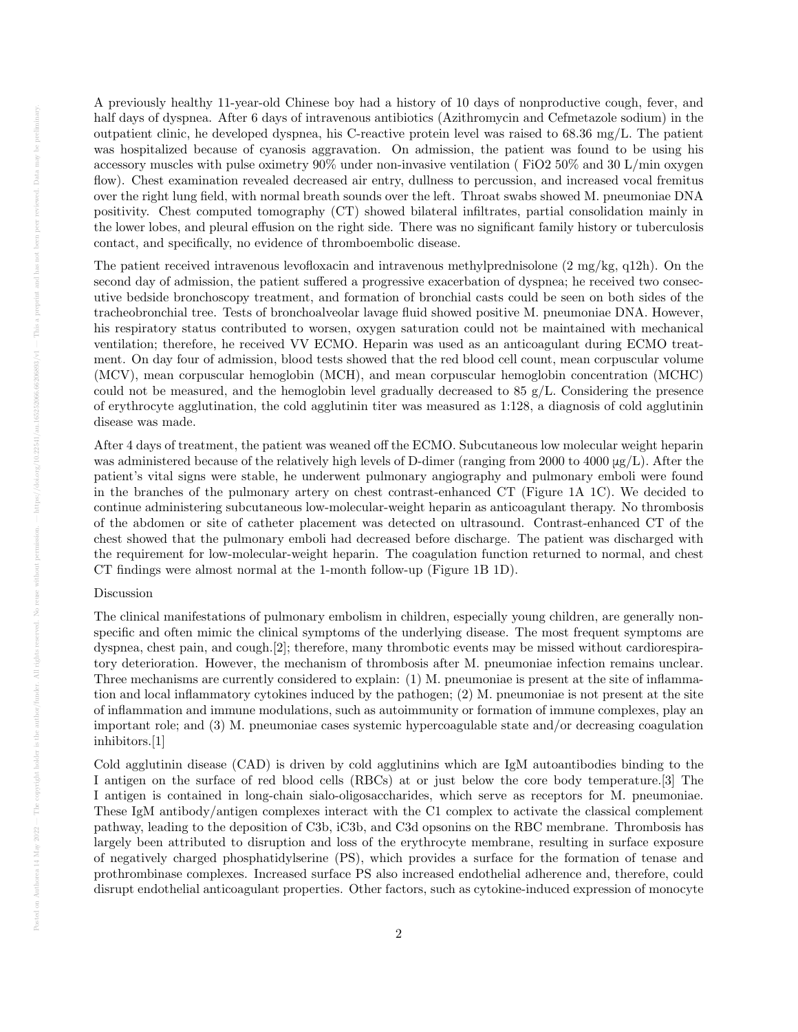A previously healthy 11-year-old Chinese boy had a history of 10 days of nonproductive cough, fever, and half days of dyspnea. After 6 days of intravenous antibiotics (Azithromycin and Cefmetazole sodium) in the outpatient clinic, he developed dyspnea, his C-reactive protein level was raised to 68.36 mg/L. The patient was hospitalized because of cyanosis aggravation. On admission, the patient was found to be using his accessory muscles with pulse oximetry 90% under non-invasive ventilation ( FiO2 50% and 30 L/min oxygen flow). Chest examination revealed decreased air entry, dullness to percussion, and increased vocal fremitus over the right lung field, with normal breath sounds over the left. Throat swabs showed M. pneumoniae DNA positivity. Chest computed tomography (CT) showed bilateral infiltrates, partial consolidation mainly in the lower lobes, and pleural effusion on the right side. There was no significant family history or tuberculosis contact, and specifically, no evidence of thromboembolic disease.

The patient received intravenous levofloxacin and intravenous methylprednisolone (2 mg/kg, q12h). On the second day of admission, the patient suffered a progressive exacerbation of dyspnea; he received two consecutive bedside bronchoscopy treatment, and formation of bronchial casts could be seen on both sides of the tracheobronchial tree. Tests of bronchoalveolar lavage fluid showed positive M. pneumoniae DNA. However, his respiratory status contributed to worsen, oxygen saturation could not be maintained with mechanical ventilation; therefore, he received VV ECMO. Heparin was used as an anticoagulant during ECMO treatment. On day four of admission, blood tests showed that the red blood cell count, mean corpuscular volume (MCV), mean corpuscular hemoglobin (MCH), and mean corpuscular hemoglobin concentration (MCHC) could not be measured, and the hemoglobin level gradually decreased to 85 g/L. Considering the presence of erythrocyte agglutination, the cold agglutinin titer was measured as 1:128, a diagnosis of cold agglutinin disease was made.

After 4 days of treatment, the patient was weaned off the ECMO. Subcutaneous low molecular weight heparin was administered because of the relatively high levels of D-dimer (ranging from 2000 to 4000 µg/L). After the patient's vital signs were stable, he underwent pulmonary angiography and pulmonary emboli were found in the branches of the pulmonary artery on chest contrast-enhanced CT (Figure 1A 1C). We decided to continue administering subcutaneous low-molecular-weight heparin as anticoagulant therapy. No thrombosis of the abdomen or site of catheter placement was detected on ultrasound. Contrast-enhanced CT of the chest showed that the pulmonary emboli had decreased before discharge. The patient was discharged with the requirement for low-molecular-weight heparin. The coagulation function returned to normal, and chest CT findings were almost normal at the 1-month follow-up (Figure 1B 1D).

## Discussion

The clinical manifestations of pulmonary embolism in children, especially young children, are generally nonspecific and often mimic the clinical symptoms of the underlying disease. The most frequent symptoms are dyspnea, chest pain, and cough.[2]; therefore, many thrombotic events may be missed without cardiorespiratory deterioration. However, the mechanism of thrombosis after M. pneumoniae infection remains unclear. Three mechanisms are currently considered to explain: (1) M. pneumoniae is present at the site of inflammation and local inflammatory cytokines induced by the pathogen; (2) M. pneumoniae is not present at the site of inflammation and immune modulations, such as autoimmunity or formation of immune complexes, play an important role; and (3) M. pneumoniae cases systemic hypercoagulable state and/or decreasing coagulation inhibitors.[1]

Cold agglutinin disease (CAD) is driven by cold agglutinins which are IgM autoantibodies binding to the I antigen on the surface of red blood cells (RBCs) at or just below the core body temperature.[3] The I antigen is contained in long-chain sialo-oligosaccharides, which serve as receptors for M. pneumoniae. These IgM antibody/antigen complexes interact with the C1 complex to activate the classical complement pathway, leading to the deposition of C3b, iC3b, and C3d opsonins on the RBC membrane. Thrombosis has largely been attributed to disruption and loss of the erythrocyte membrane, resulting in surface exposure of negatively charged phosphatidylserine (PS), which provides a surface for the formation of tenase and prothrombinase complexes. Increased surface PS also increased endothelial adherence and, therefore, could disrupt endothelial anticoagulant properties. Other factors, such as cytokine-induced expression of monocyte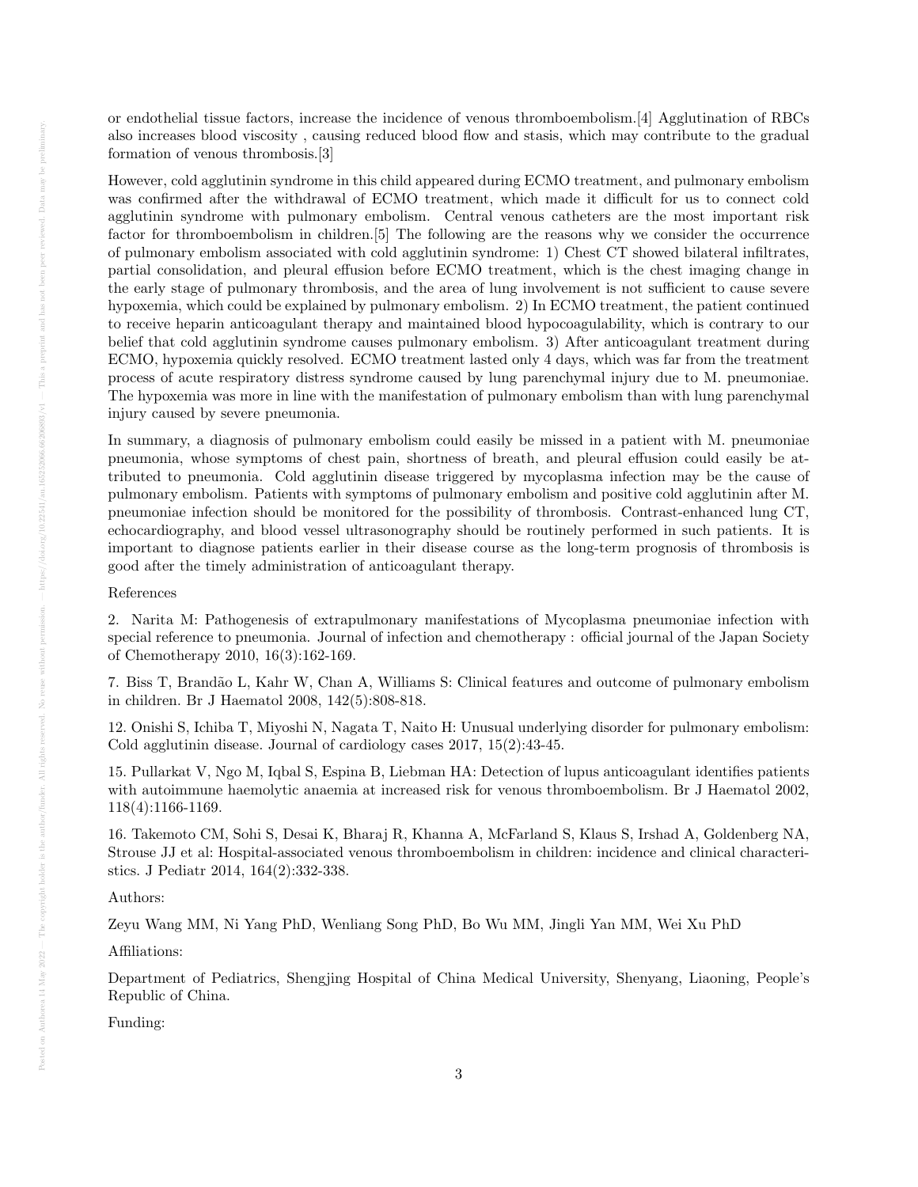or endothelial tissue factors, increase the incidence of venous thromboembolism.[4] Agglutination of RBCs also increases blood viscosity , causing reduced blood flow and stasis, which may contribute to the gradual formation of venous thrombosis.[3]

However, cold agglutinin syndrome in this child appeared during ECMO treatment, and pulmonary embolism was confirmed after the withdrawal of ECMO treatment, which made it difficult for us to connect cold agglutinin syndrome with pulmonary embolism. Central venous catheters are the most important risk factor for thromboembolism in children.[5] The following are the reasons why we consider the occurrence of pulmonary embolism associated with cold agglutinin syndrome: 1) Chest CT showed bilateral infiltrates, partial consolidation, and pleural effusion before ECMO treatment, which is the chest imaging change in the early stage of pulmonary thrombosis, and the area of lung involvement is not sufficient to cause severe hypoxemia, which could be explained by pulmonary embolism. 2) In ECMO treatment, the patient continued to receive heparin anticoagulant therapy and maintained blood hypocoagulability, which is contrary to our belief that cold agglutinin syndrome causes pulmonary embolism. 3) After anticoagulant treatment during ECMO, hypoxemia quickly resolved. ECMO treatment lasted only 4 days, which was far from the treatment process of acute respiratory distress syndrome caused by lung parenchymal injury due to M. pneumoniae. The hypoxemia was more in line with the manifestation of pulmonary embolism than with lung parenchymal injury caused by severe pneumonia.

In summary, a diagnosis of pulmonary embolism could easily be missed in a patient with M. pneumoniae pneumonia, whose symptoms of chest pain, shortness of breath, and pleural effusion could easily be attributed to pneumonia. Cold agglutinin disease triggered by mycoplasma infection may be the cause of pulmonary embolism. Patients with symptoms of pulmonary embolism and positive cold agglutinin after M. pneumoniae infection should be monitored for the possibility of thrombosis. Contrast-enhanced lung CT, echocardiography, and blood vessel ultrasonography should be routinely performed in such patients. It is important to diagnose patients earlier in their disease course as the long-term prognosis of thrombosis is good after the timely administration of anticoagulant therapy.

References

2. Narita M: Pathogenesis of extrapulmonary manifestations of Mycoplasma pneumoniae infection with special reference to pneumonia. Journal of infection and chemotherapy : official journal of the Japan Society of Chemotherapy 2010, 16(3):162-169.

7. Biss T, Brandão L, Kahr W, Chan A, Williams S: Clinical features and outcome of pulmonary embolism in children. Br J Haematol 2008, 142(5):808-818.

12. Onishi S, Ichiba T, Miyoshi N, Nagata T, Naito H: Unusual underlying disorder for pulmonary embolism: Cold agglutinin disease. Journal of cardiology cases 2017, 15(2):43-45.

15. Pullarkat V, Ngo M, Iqbal S, Espina B, Liebman HA: Detection of lupus anticoagulant identifies patients with autoimmune haemolytic anaemia at increased risk for venous thromboembolism. Br J Haematol 2002, 118(4):1166-1169.

16. Takemoto CM, Sohi S, Desai K, Bharaj R, Khanna A, McFarland S, Klaus S, Irshad A, Goldenberg NA, Strouse JJ et al: Hospital-associated venous thromboembolism in children: incidence and clinical characteristics. J Pediatr 2014, 164(2):332-338.

Authors:

Zeyu Wang MM, Ni Yang PhD, Wenliang Song PhD, Bo Wu MM, Jingli Yan MM, Wei Xu PhD

Affiliations:

Department of Pediatrics, Shengjing Hospital of China Medical University, Shenyang, Liaoning, People's Republic of China.

Funding: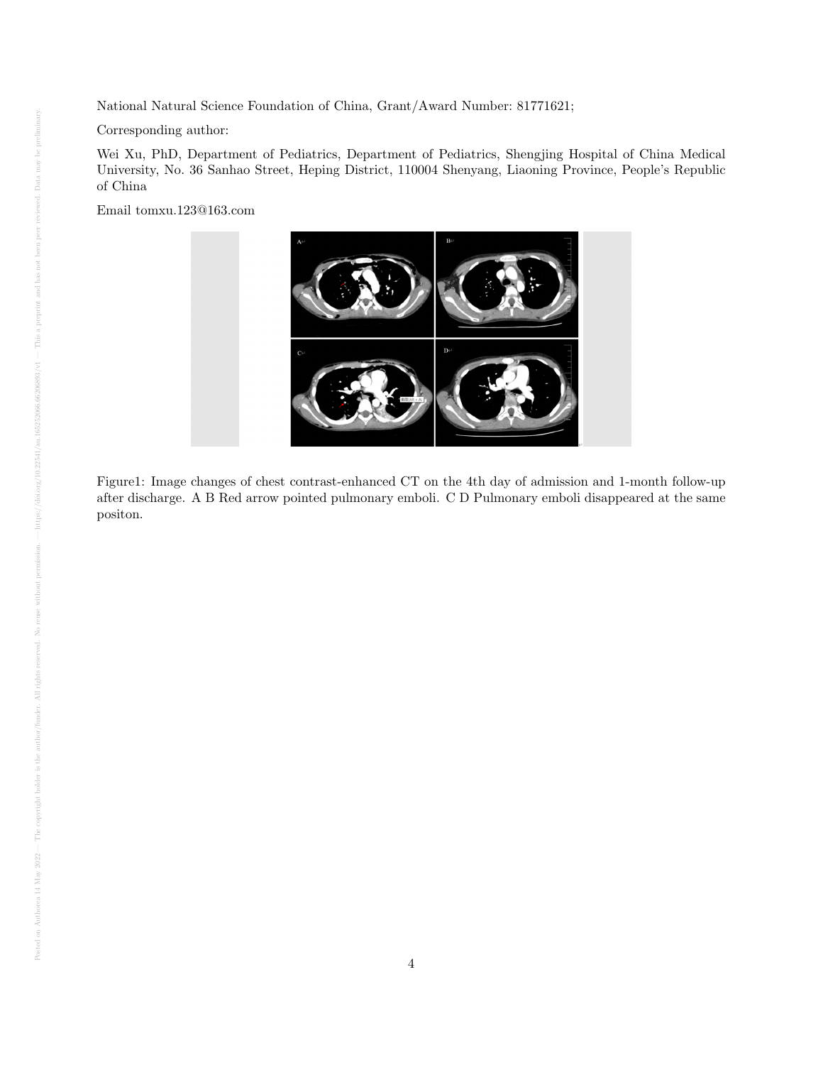National Natural Science Foundation of China, Grant/Award Number: 81771621;

Corresponding author:

Wei Xu, PhD, Department of Pediatrics, Department of Pediatrics, Shengjing Hospital of China Medical University, No. 36 Sanhao Street, Heping District, 110004 Shenyang, Liaoning Province, People's Republic of China

Email tomxu.123@163.com

Figure1: Image changes of chest contrast-enhanced CT on the 4th day of admission and 1-month follow-up after discharge. A B Red arrow pointed pulmonary emboli. C D Pulmonary emboli disappeared at the same positon.